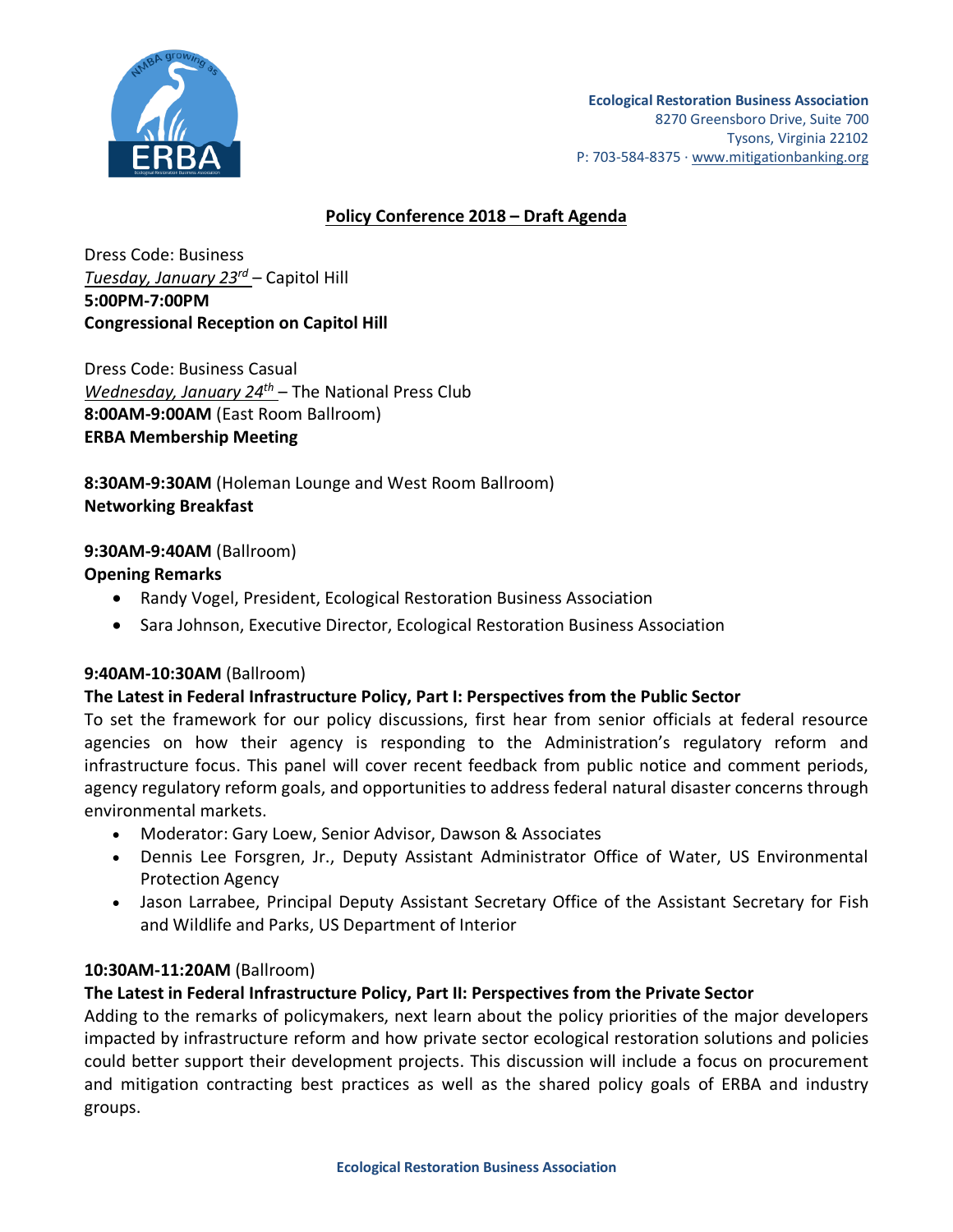**Ecological Restoration Business Association**
8270 Greensboro Drive, Suite 700
Tysons, Virginia 22102
P: 703-584-8375 · www.mitigationbanking.org

# Policy Conference 2018 – Draft Agenda

Dress Code: Business
*Tuesday, January 23rd* – Capitol Hill
**5:00PM-7:00PM**
**Congressional Reception on Capitol Hill**

Dress Code: Business Casual
*Wednesday, January 24th* – The National Press Club
**8:00AM-9:00AM** (East Room Ballroom)
**ERBA Membership Meeting**

**8:30AM-9:30AM** (Holeman Lounge and West Room Ballroom)
**Networking Breakfast**

**9:30AM-9:40AM** (Ballroom)
**Opening Remarks**

- Randy Vogel, President, Ecological Restoration Business Association
- Sara Johnson, Executive Director, Ecological Restoration Business Association

**9:40AM-10:30AM** (Ballroom)
**The Latest in Federal Infrastructure Policy, Part I: Perspectives from the Public Sector**
To set the framework for our policy discussions, first hear from senior officials at federal resource agencies on how their agency is responding to the Administration's regulatory reform and infrastructure focus. This panel will cover recent feedback from public notice and comment periods, agency regulatory reform goals, and opportunities to address federal natural disaster concerns through environmental markets.

- Moderator: Gary Loew, Senior Advisor, Dawson & Associates
- Dennis Lee Forsgren, Jr., Deputy Assistant Administrator Office of Water, US Environmental Protection Agency
- Jason Larrabee, Principal Deputy Assistant Secretary Office of the Assistant Secretary for Fish and Wildlife and Parks, US Department of Interior

**10:30AM-11:20AM** (Ballroom)
**The Latest in Federal Infrastructure Policy, Part II: Perspectives from the Private Sector**
Adding to the remarks of policymakers, next learn about the policy priorities of the major developers impacted by infrastructure reform and how private sector ecological restoration solutions and policies could better support their development projects. This discussion will include a focus on procurement and mitigation contracting best practices as well as the shared policy goals of ERBA and industry groups.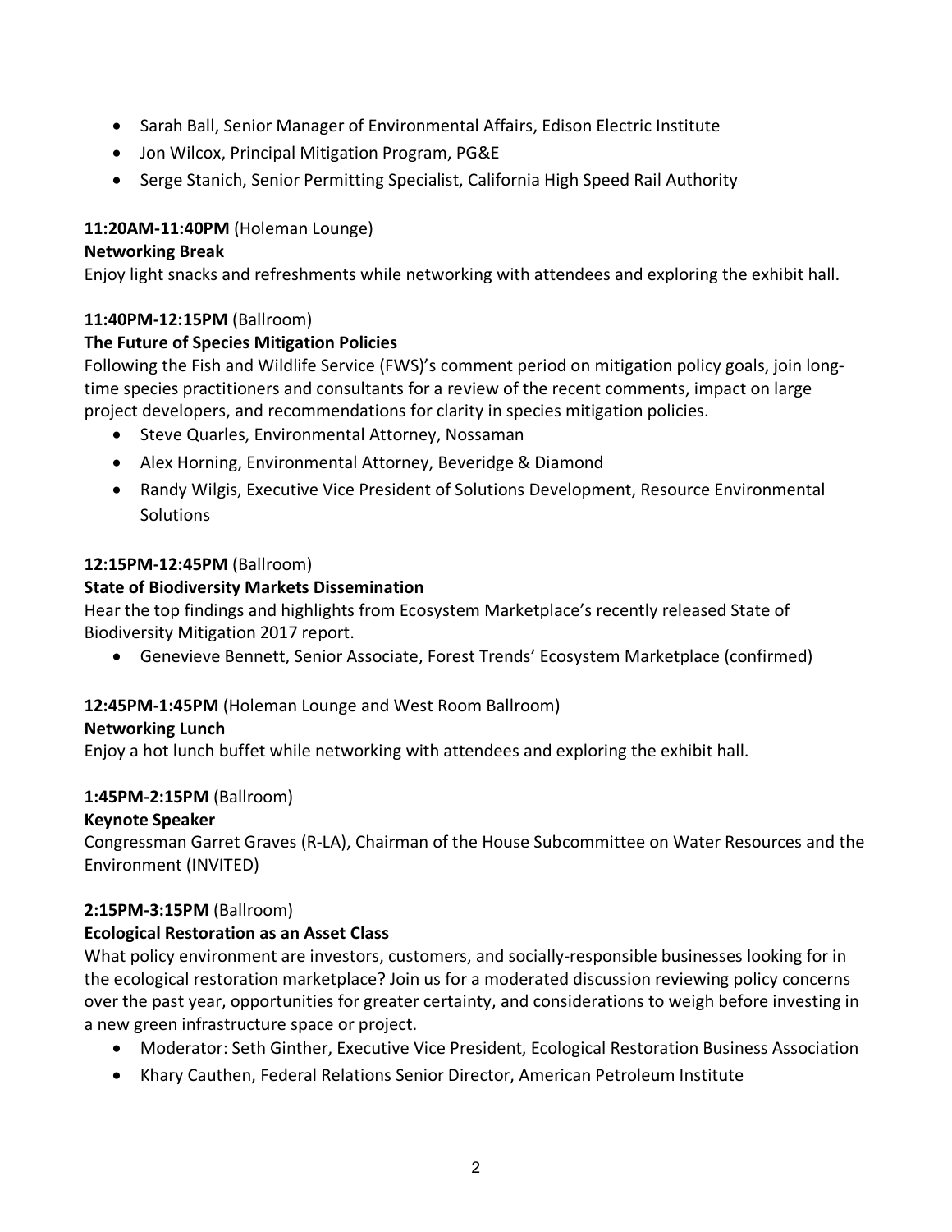- Sarah Ball, Senior Manager of Environmental Affairs, Edison Electric Institute
- Jon Wilcox, Principal Mitigation Program, PG&E
- Serge Stanich, Senior Permitting Specialist, California High Speed Rail Authority

**11:20AM-11:40PM** (Holeman Lounge)
**Networking Break**
Enjoy light snacks and refreshments while networking with attendees and exploring the exhibit hall.

**11:40PM-12:15PM** (Ballroom)
**The Future of Species Mitigation Policies**
Following the Fish and Wildlife Service (FWS)'s comment period on mitigation policy goals, join long-time species practitioners and consultants for a review of the recent comments, impact on large project developers, and recommendations for clarity in species mitigation policies.

- Steve Quarles, Environmental Attorney, Nossaman
- Alex Horning, Environmental Attorney, Beveridge & Diamond
- Randy Wilgis, Executive Vice President of Solutions Development, Resource Environmental Solutions

**12:15PM-12:45PM** (Ballroom)
**State of Biodiversity Markets Dissemination**
Hear the top findings and highlights from Ecosystem Marketplace's recently released State of Biodiversity Mitigation 2017 report.

- Genevieve Bennett, Senior Associate, Forest Trends' Ecosystem Marketplace (confirmed)

**12:45PM-1:45PM** (Holeman Lounge and West Room Ballroom)
**Networking Lunch**
Enjoy a hot lunch buffet while networking with attendees and exploring the exhibit hall.

**1:45PM-2:15PM** (Ballroom)
**Keynote Speaker**
Congressman Garret Graves (R-LA), Chairman of the House Subcommittee on Water Resources and the Environment (INVITED)

**2:15PM-3:15PM** (Ballroom)
**Ecological Restoration as an Asset Class**
What policy environment are investors, customers, and socially-responsible businesses looking for in the ecological restoration marketplace? Join us for a moderated discussion reviewing policy concerns over the past year, opportunities for greater certainty, and considerations to weigh before investing in a new green infrastructure space or project.

- Moderator: Seth Ginther, Executive Vice President, Ecological Restoration Business Association
- Khary Cauthen, Federal Relations Senior Director, American Petroleum Institute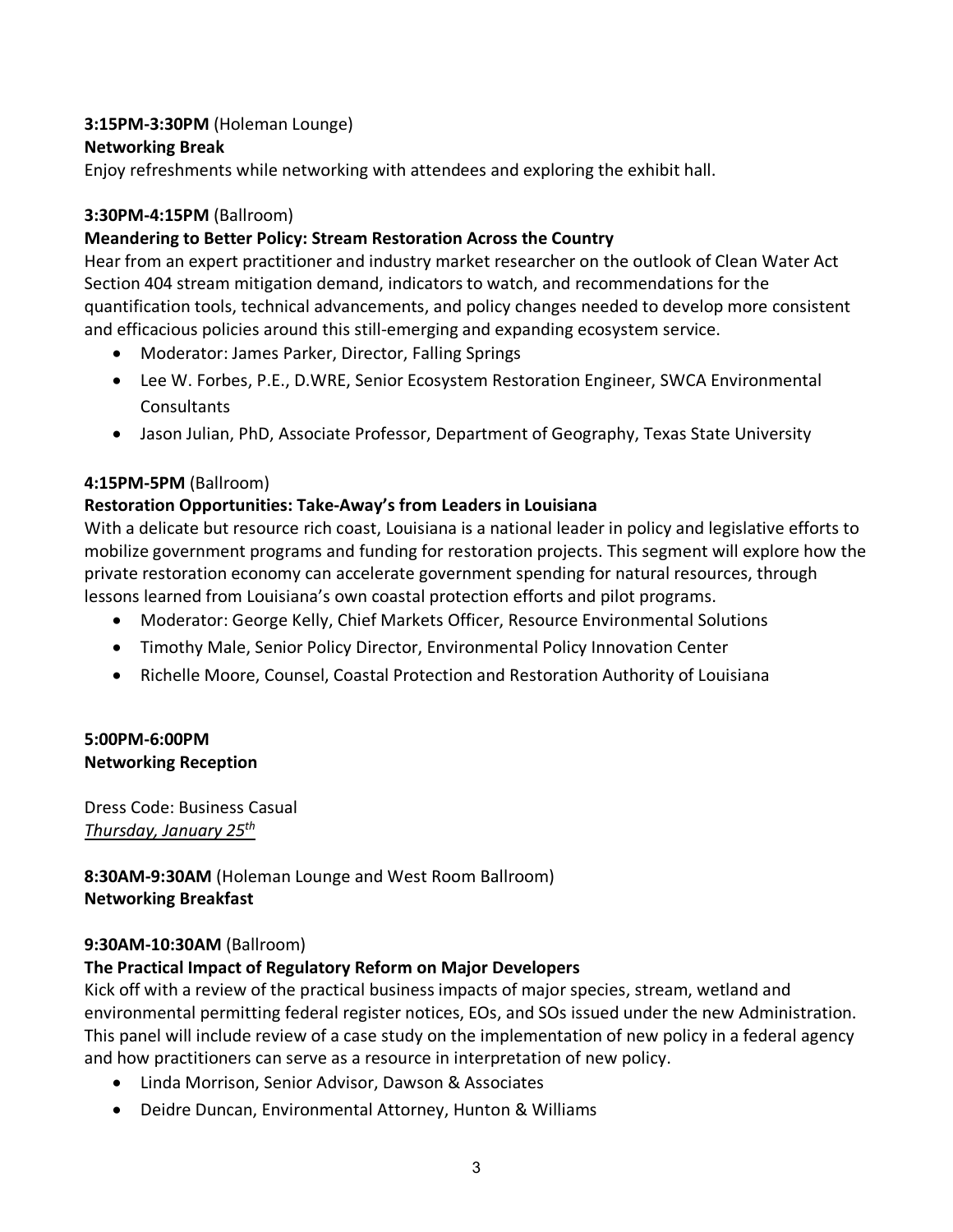**3:15PM-3:30PM** (Holeman Lounge)
**Networking Break**
Enjoy refreshments while networking with attendees and exploring the exhibit hall.

**3:30PM-4:15PM** (Ballroom)
**Meandering to Better Policy: Stream Restoration Across the Country**
Hear from an expert practitioner and industry market researcher on the outlook of Clean Water Act Section 404 stream mitigation demand, indicators to watch, and recommendations for the quantification tools, technical advancements, and policy changes needed to develop more consistent and efficacious policies around this still-emerging and expanding ecosystem service.

- Moderator: James Parker, Director, Falling Springs
- Lee W. Forbes, P.E., D.WRE, Senior Ecosystem Restoration Engineer, SWCA Environmental Consultants
- Jason Julian, PhD, Associate Professor, Department of Geography, Texas State University

**4:15PM-5PM** (Ballroom)
**Restoration Opportunities: Take-Away's from Leaders in Louisiana**
With a delicate but resource rich coast, Louisiana is a national leader in policy and legislative efforts to mobilize government programs and funding for restoration projects. This segment will explore how the private restoration economy can accelerate government spending for natural resources, through lessons learned from Louisiana's own coastal protection efforts and pilot programs.

- Moderator: George Kelly, Chief Markets Officer, Resource Environmental Solutions
- Timothy Male, Senior Policy Director, Environmental Policy Innovation Center
- Richelle Moore, Counsel, Coastal Protection and Restoration Authority of Louisiana

**5:00PM-6:00PM**
**Networking Reception**

Dress Code: Business Casual
*Thursday, January 25th*

**8:30AM-9:30AM** (Holeman Lounge and West Room Ballroom)
**Networking Breakfast**

**9:30AM-10:30AM** (Ballroom)
**The Practical Impact of Regulatory Reform on Major Developers**
Kick off with a review of the practical business impacts of major species, stream, wetland and environmental permitting federal register notices, EOs, and SOs issued under the new Administration. This panel will include review of a case study on the implementation of new policy in a federal agency and how practitioners can serve as a resource in interpretation of new policy.

- Linda Morrison, Senior Advisor, Dawson & Associates
- Deidre Duncan, Environmental Attorney, Hunton & Williams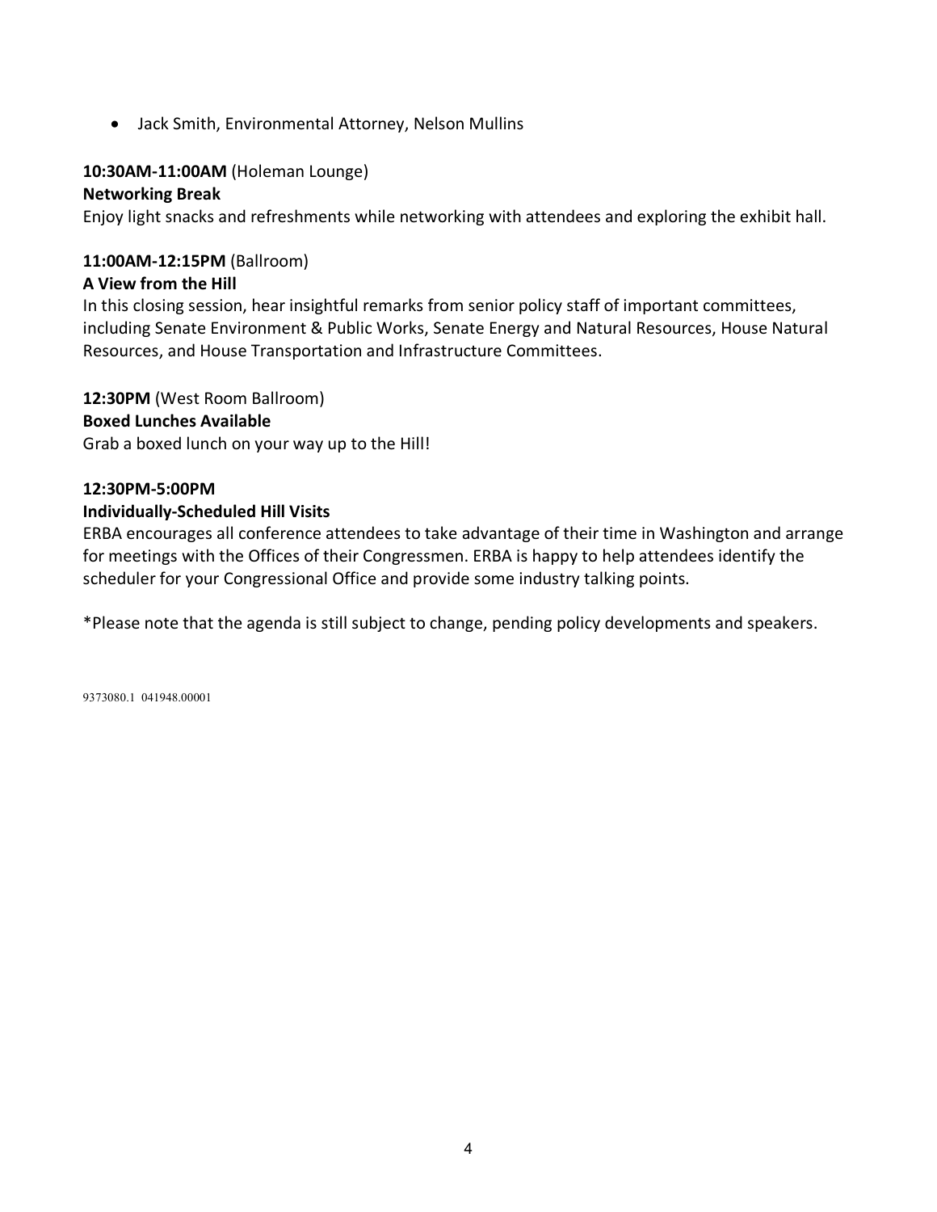- Jack Smith, Environmental Attorney, Nelson Mullins

**10:30AM-11:00AM** (Holeman Lounge)
**Networking Break**
Enjoy light snacks and refreshments while networking with attendees and exploring the exhibit hall.

**11:00AM-12:15PM** (Ballroom)
**A View from the Hill**
In this closing session, hear insightful remarks from senior policy staff of important committees, including Senate Environment & Public Works, Senate Energy and Natural Resources, House Natural Resources, and House Transportation and Infrastructure Committees.

**12:30PM** (West Room Ballroom)
**Boxed Lunches Available**
Grab a boxed lunch on your way up to the Hill!

**12:30PM-5:00PM**
**Individually-Scheduled Hill Visits**
ERBA encourages all conference attendees to take advantage of their time in Washington and arrange for meetings with the Offices of their Congressmen. ERBA is happy to help attendees identify the scheduler for your Congressional Office and provide some industry talking points.

*Please note that the agenda is still subject to change, pending policy developments and speakers.

9373080.1 041948.00001